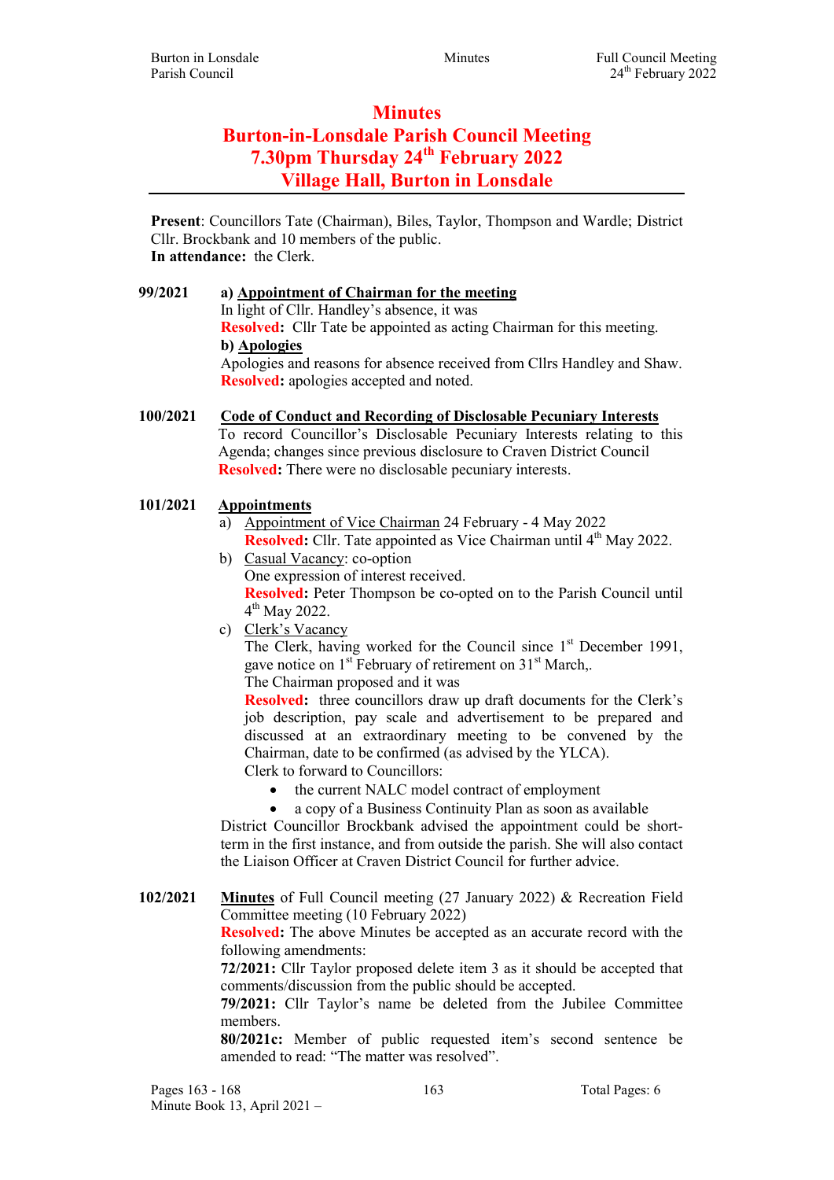# Minutes

# Burton-in-Lonsdale Parish Council Meeting

# 7.30pm Thursday 24th February 2022

# Village Hall, Burton in Lonsdale

**Present**: Councillors Tate (Chairman), Biles, Taylor, Thompson and Wardle; District Cllr. Brockbank and 10 members of the public.
**In attendance:** the Clerk.

**99/2021** **a) Appointment of Chairman for the meeting**

In light of Cllr. Handley's absence, it was
**Resolved:** Cllr Tate be appointed as acting Chairman for this meeting.

**b) Apologies**

Apologies and reasons for absence received from Cllrs Handley and Shaw.
**Resolved:** apologies accepted and noted.

**100/2021** **Code of Conduct and Recording of Disclosable Pecuniary Interests**

To record Councillor's Disclosable Pecuniary Interests relating to this Agenda; changes since previous disclosure to Craven District Council
**Resolved:** There were no disclosable pecuniary interests.

**101/2021** **Appointments**

a) Appointment of Vice Chairman 24 February - 4 May 2022
**Resolved:** Cllr. Tate appointed as Vice Chairman until 4th May 2022.

b) Casual Vacancy: co-option
One expression of interest received.
**Resolved:** Peter Thompson be co-opted on to the Parish Council until 4th May 2022.

c) Clerk's Vacancy
The Clerk, having worked for the Council since 1st December 1991, gave notice on 1st February of retirement on 31st March,.
The Chairman proposed and it was
**Resolved:** three councillors draw up draft documents for the Clerk's job description, pay scale and advertisement to be prepared and discussed at an extraordinary meeting to be convened by the Chairman, date to be confirmed (as advised by the YLCA).
Clerk to forward to Councillors:

- the current NALC model contract of employment
- a copy of a Business Continuity Plan as soon as available

District Councillor Brockbank advised the appointment could be short-term in the first instance, and from outside the parish. She will also contact the Liaison Officer at Craven District Council for further advice.

**102/2021** **Minutes** of Full Council meeting (27 January 2022) & Recreation Field Committee meeting (10 February 2022)

**Resolved:** The above Minutes be accepted as an accurate record with the following amendments:

**72/2021:** Cllr Taylor proposed delete item 3 as it should be accepted that comments/discussion from the public should be accepted.

**79/2021:** Cllr Taylor's name be deleted from the Jubilee Committee members.

**80/2021c:** Member of public requested item's second sentence be amended to read: "The matter was resolved".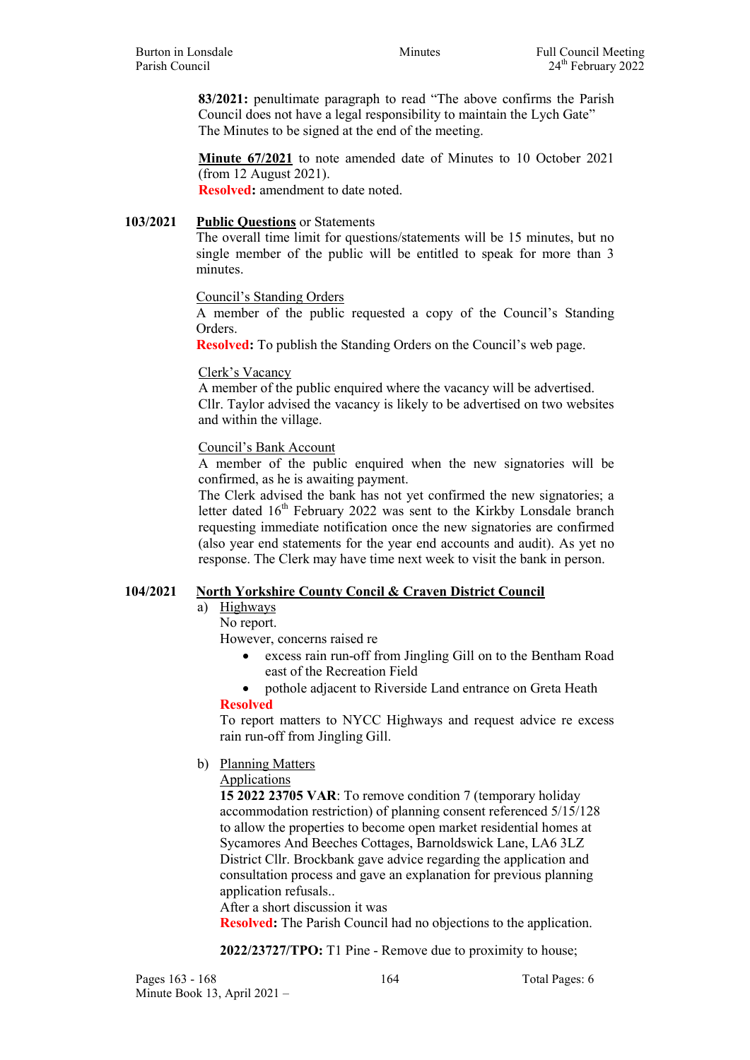**83/2021:** penultimate paragraph to read "The above confirms the Parish Council does not have a legal responsibility to maintain the Lych Gate" The Minutes to be signed at the end of the meeting.

**Minute 67/2021** to note amended date of Minutes to 10 October 2021 (from 12 August 2021).
**Resolved:** amendment to date noted.

**103/2021** **Public Questions** or Statements

The overall time limit for questions/statements will be 15 minutes, but no single member of the public will be entitled to speak for more than 3 minutes.

Council's Standing Orders
A member of the public requested a copy of the Council's Standing Orders.
**Resolved:** To publish the Standing Orders on the Council's web page.

Clerk's Vacancy
A member of the public enquired where the vacancy will be advertised.
Cllr. Taylor advised the vacancy is likely to be advertised on two websites and within the village.

Council's Bank Account
A member of the public enquired when the new signatories will be confirmed, as he is awaiting payment.
The Clerk advised the bank has not yet confirmed the new signatories; a letter dated 16th February 2022 was sent to the Kirkby Lonsdale branch requesting immediate notification once the new signatories are confirmed (also year end statements for the year end accounts and audit). As yet no response. The Clerk may have time next week to visit the bank in person.

**104/2021** **North Yorkshire County Concil & Craven District Council**

a) Highways
No report.
However, concerns raised re
- excess rain run-off from Jingling Gill on to the Bentham Road east of the Recreation Field
- pothole adjacent to Riverside Land entrance on Greta Heath

**Resolved**
To report matters to NYCC Highways and request advice re excess rain run-off from Jingling Gill.

b) Planning Matters
Applications
**15 2022 23705 VAR**: To remove condition 7 (temporary holiday accommodation restriction) of planning consent referenced 5/15/128 to allow the properties to become open market residential homes at Sycamores And Beeches Cottages, Barnoldswick Lane, LA6 3LZ
District Cllr. Brockbank gave advice regarding the application and consultation process and gave an explanation for previous planning application refusals..
After a short discussion it was
**Resolved:** The Parish Council had no objections to the application.

**2022/23727/TPO:** T1 Pine - Remove due to proximity to house;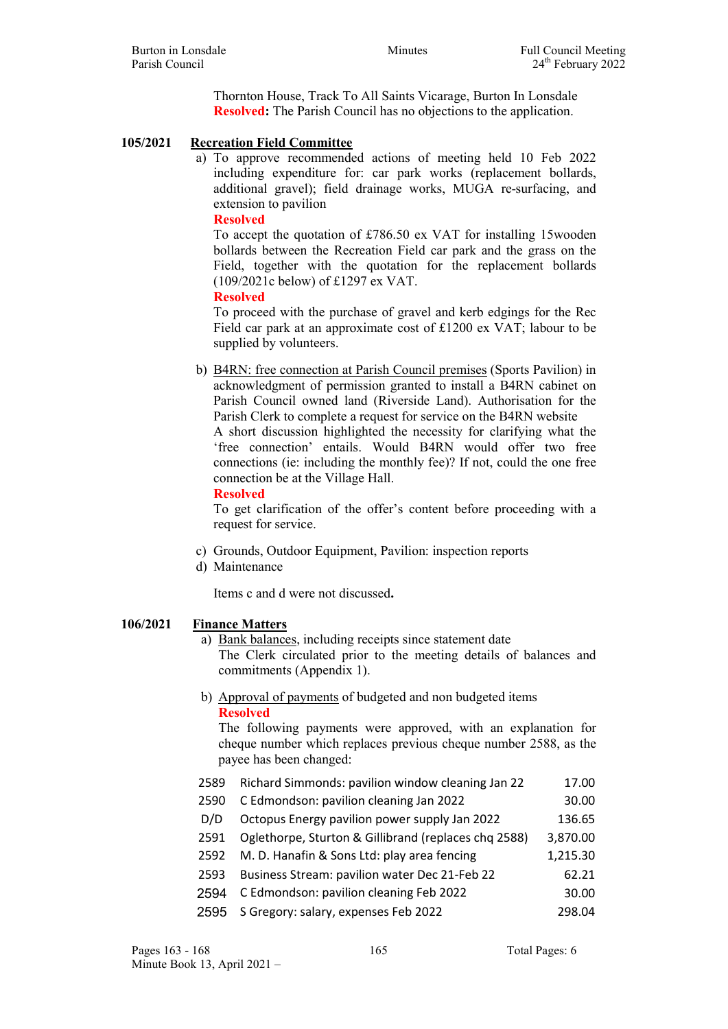Thornton House, Track To All Saints Vicarage, Burton In Lonsdale
**Resolved:** The Parish Council has no objections to the application.

## 105/2021 Recreation Field Committee

a) To approve recommended actions of meeting held 10 Feb 2022 including expenditure for: car park works (replacement bollards, additional gravel); field drainage works, MUGA re-surfacing, and extension to pavilion

**Resolved**

To accept the quotation of £786.50 ex VAT for installing 15wooden bollards between the Recreation Field car park and the grass on the Field, together with the quotation for the replacement bollards (109/2021c below) of £1297 ex VAT.

**Resolved**

To proceed with the purchase of gravel and kerb edgings for the Rec Field car park at an approximate cost of £1200 ex VAT; labour to be supplied by volunteers.

b) B4RN: free connection at Parish Council premises (Sports Pavilion) in acknowledgment of permission granted to install a B4RN cabinet on Parish Council owned land (Riverside Land). Authorisation for the Parish Clerk to complete a request for service on the B4RN website

A short discussion highlighted the necessity for clarifying what the 'free connection' entails. Would B4RN would offer two free connections (ie: including the monthly fee)? If not, could the one free connection be at the Village Hall.

**Resolved**

To get clarification of the offer's content before proceeding with a request for service.

c) Grounds, Outdoor Equipment, Pavilion: inspection reports

d) Maintenance

Items c and d were not discussed**.**

## 106/2021 Finance Matters

a) Bank balances, including receipts since statement date

The Clerk circulated prior to the meeting details of balances and commitments (Appendix 1).

b) Approval of payments of budgeted and non budgeted items

**Resolved**

The following payments were approved, with an explanation for cheque number which replaces previous cheque number 2588, as the payee has been changed:

| | | |
|---|---|---|
| 2589 | Richard Simmonds: pavilion window cleaning Jan 22 | 17.00 |
| 2590 | C Edmondson: pavilion cleaning Jan 2022 | 30.00 |
| D/D | Octopus Energy pavilion power supply Jan 2022 | 136.65 |
| 2591 | Oglethorpe, Sturton & Gillibrand (replaces chq 2588) | 3,870.00 |
| 2592 | M. D. Hanafin & Sons Ltd: play area fencing | 1,215.30 |
| 2593 | Business Stream: pavilion water Dec 21-Feb 22 | 62.21 |
| 2594 | C Edmondson: pavilion cleaning Feb 2022 | 30.00 |
| 2595 | S Gregory: salary, expenses Feb 2022 | 298.04 |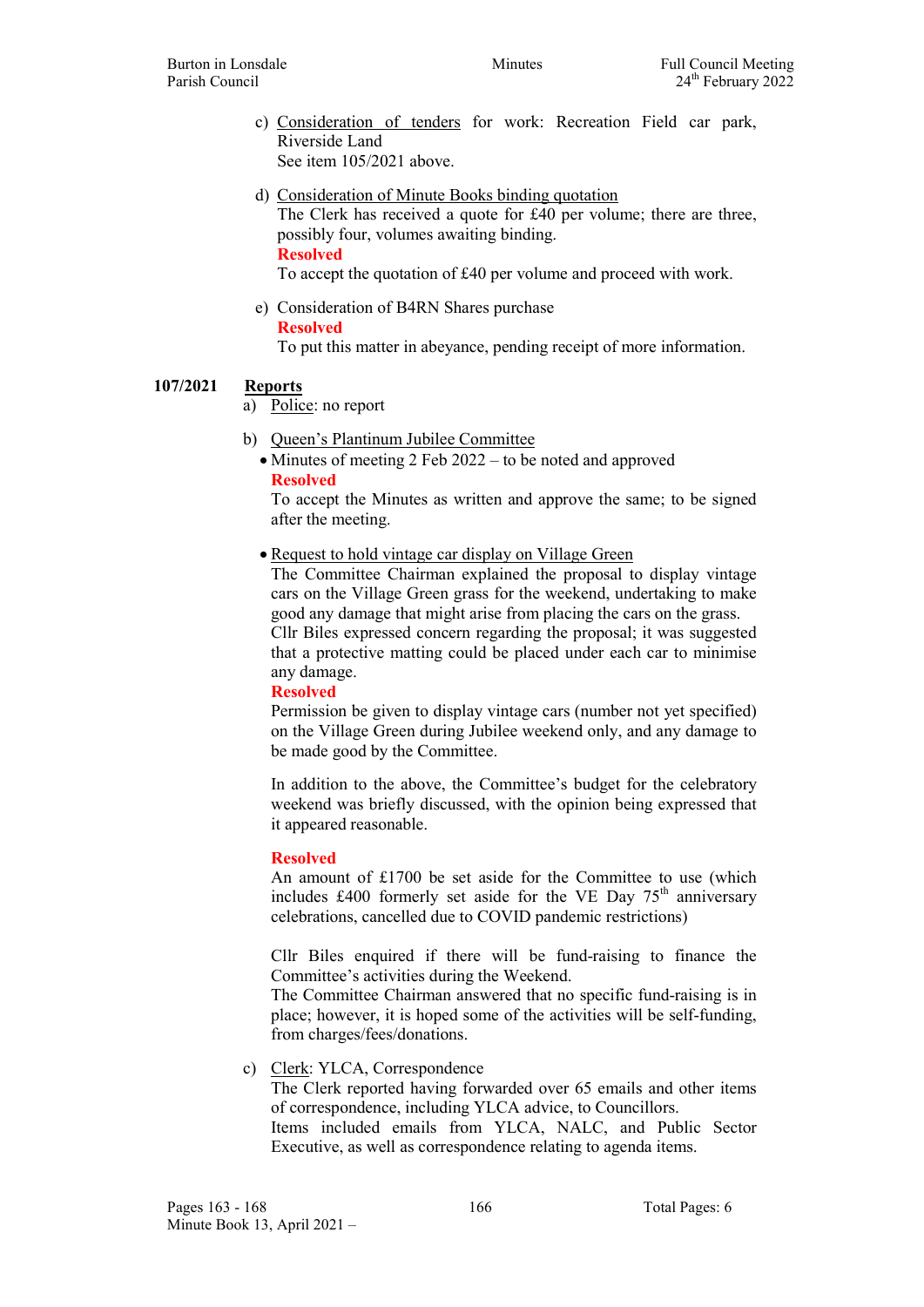c) Consideration of tenders for work: Recreation Field car park, Riverside Land
   See item 105/2021 above.

d) Consideration of Minute Books binding quotation
   The Clerk has received a quote for £40 per volume; there are three, possibly four, volumes awaiting binding.
   **Resolved**
   To accept the quotation of £40 per volume and proceed with work.

e) Consideration of B4RN Shares purchase
   **Resolved**
   To put this matter in abeyance, pending receipt of more information.

**107/2021 Reports**

a) Police: no report

b) Queen's Plantinum Jubilee Committee

- Minutes of meeting 2 Feb 2022 – to be noted and approved
  **Resolved**
  To accept the Minutes as written and approve the same; to be signed after the meeting.

- Request to hold vintage car display on Village Green
  The Committee Chairman explained the proposal to display vintage cars on the Village Green grass for the weekend, undertaking to make good any damage that might arise from placing the cars on the grass.
  Cllr Biles expressed concern regarding the proposal; it was suggested that a protective matting could be placed under each car to minimise any damage.
  **Resolved**
  Permission be given to display vintage cars (number not yet specified) on the Village Green during Jubilee weekend only, and any damage to be made good by the Committee.

  In addition to the above, the Committee's budget for the celebratory weekend was briefly discussed, with the opinion being expressed that it appeared reasonable.

  **Resolved**
  An amount of £1700 be set aside for the Committee to use (which includes £400 formerly set aside for the VE Day 75th anniversary celebrations, cancelled due to COVID pandemic restrictions)

  Cllr Biles enquired if there will be fund-raising to finance the Committee's activities during the Weekend.
  The Committee Chairman answered that no specific fund-raising is in place; however, it is hoped some of the activities will be self-funding, from charges/fees/donations.

c) Clerk: YLCA, Correspondence
   The Clerk reported having forwarded over 65 emails and other items of correspondence, including YLCA advice, to Councillors.
   Items included emails from YLCA, NALC, and Public Sector Executive, as well as correspondence relating to agenda items.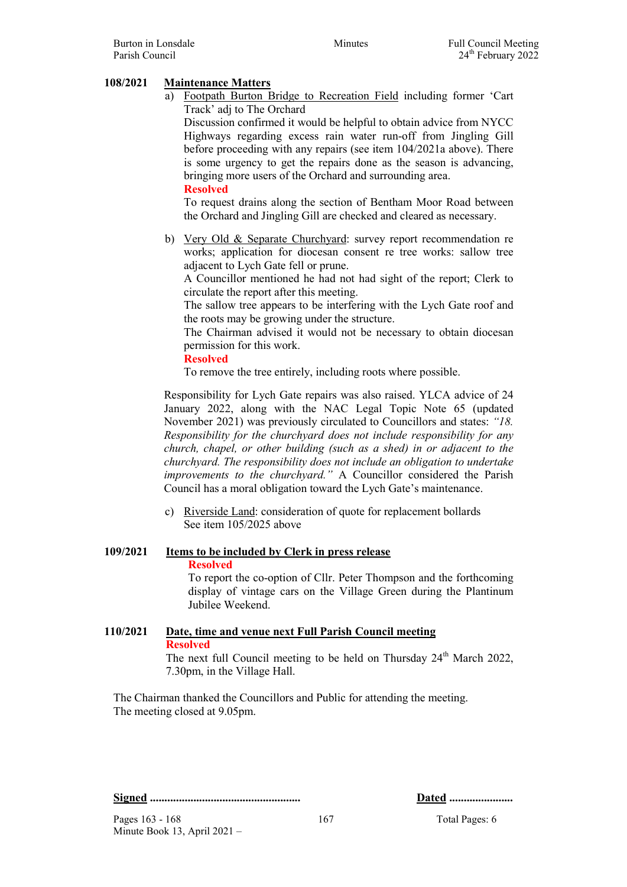**108/2021 Maintenance Matters**

a) Footpath Burton Bridge to Recreation Field including former 'Cart Track' adj to The Orchard

Discussion confirmed it would be helpful to obtain advice from NYCC Highways regarding excess rain water run-off from Jingling Gill before proceeding with any repairs (see item 104/2021a above). There is some urgency to get the repairs done as the season is advancing, bringing more users of the Orchard and surrounding area.

**Resolved**

To request drains along the section of Bentham Moor Road between the Orchard and Jingling Gill are checked and cleared as necessary.

b) Very Old & Separate Churchyard: survey report recommendation re works; application for diocesan consent re tree works: sallow tree adjacent to Lych Gate fell or prune.

A Councillor mentioned he had not had sight of the report; Clerk to circulate the report after this meeting.

The sallow tree appears to be interfering with the Lych Gate roof and the roots may be growing under the structure.

The Chairman advised it would not be necessary to obtain diocesan permission for this work.

**Resolved**

To remove the tree entirely, including roots where possible.

Responsibility for Lych Gate repairs was also raised. YLCA advice of 24 January 2022, along with the NAC Legal Topic Note 65 (updated November 2021) was previously circulated to Councillors and states: *"18. Responsibility for the churchyard does not include responsibility for any church, chapel, or other building (such as a shed) in or adjacent to the churchyard. The responsibility does not include an obligation to undertake improvements to the churchyard."* A Councillor considered the Parish Council has a moral obligation toward the Lych Gate's maintenance.

c) Riverside Land: consideration of quote for replacement bollards

See item 105/2025 above

**109/2021 Items to be included by Clerk in press release**

**Resolved**

To report the co-option of Cllr. Peter Thompson and the forthcoming display of vintage cars on the Village Green during the Plantinum Jubilee Weekend.

**110/2021 Date, time and venue next Full Parish Council meeting**

**Resolved**

The next full Council meeting to be held on Thursday 24th March 2022, 7.30pm, in the Village Hall.

The Chairman thanked the Councillors and Public for attending the meeting.

The meeting closed at 9.05pm.

**Signed** ................................................... **Dated** ......................

Pages 163 - 168 | Total Pages: 6

Minute Book 13, April 2021 –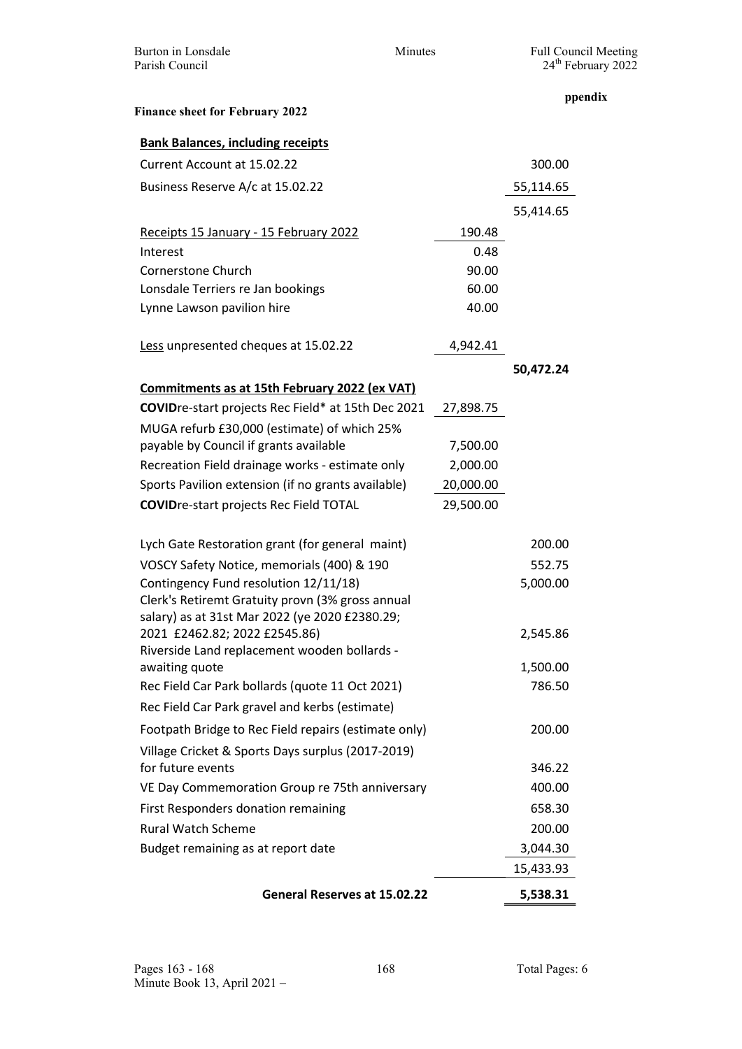ppendix

**Finance sheet for February 2022**

| | | |
|---|---|---|
| **Bank Balances, including receipts** | | |
| Current Account at 15.02.22 | | 300.00 |
| Business Reserve A/c at 15.02.22 | | 55,114.65 |
| | | 55,414.65 |
| Receipts 15 January - 15 February 2022 | 190.48 | |
| Interest | 0.48 | |
| Cornerstone Church | 90.00 | |
| Lonsdale Terriers re Jan bookings | 60.00 | |
| Lynne Lawson pavilion hire | 40.00 | |
| Less unpresented cheques at 15.02.22 | 4,942.41 | |
| | | **50,472.24** |
| **Commitments as at 15th February 2022 (ex VAT)** | | |
| **COVID**re-start projects Rec Field* at 15th Dec 2021 | 27,898.75 | |
| MUGA refurb £30,000 (estimate) of which 25% payable by Council if grants available | 7,500.00 | |
| Recreation Field drainage works - estimate only | 2,000.00 | |
| Sports Pavilion extension (if no grants available) | 20,000.00 | |
| **COVID**re-start projects Rec Field TOTAL | 29,500.00 | |
| Lych Gate Restoration grant (for general maint) | | 200.00 |
| VOSCY Safety Notice, memorials (400) & 190 | | 552.75 |
| Contingency Fund resolution 12/11/18) | | 5,000.00 |
| Clerk's Retiremt Gratuity provn (3% gross annual salary) as at 31st Mar 2022 (ye 2020 £2380.29; 2021 £2462.82; 2022 £2545.86) | | 2,545.86 |
| Riverside Land replacement wooden bollards - awaiting quote | | 1,500.00 |
| Rec Field Car Park bollards (quote 11 Oct 2021) | | 786.50 |
| Rec Field Car Park gravel and kerbs (estimate) | | |
| Footpath Bridge to Rec Field repairs (estimate only) | | 200.00 |
| Village Cricket & Sports Days surplus (2017-2019) for future events | | 346.22 |
| VE Day Commemoration Group re 75th anniversary | | 400.00 |
| First Responders donation remaining | | 658.30 |
| Rural Watch Scheme | | 200.00 |
| Budget remaining as at report date | | 3,044.30 |
| | | 15,433.93 |
| **General Reserves at 15.02.22** | | **5,538.31** |